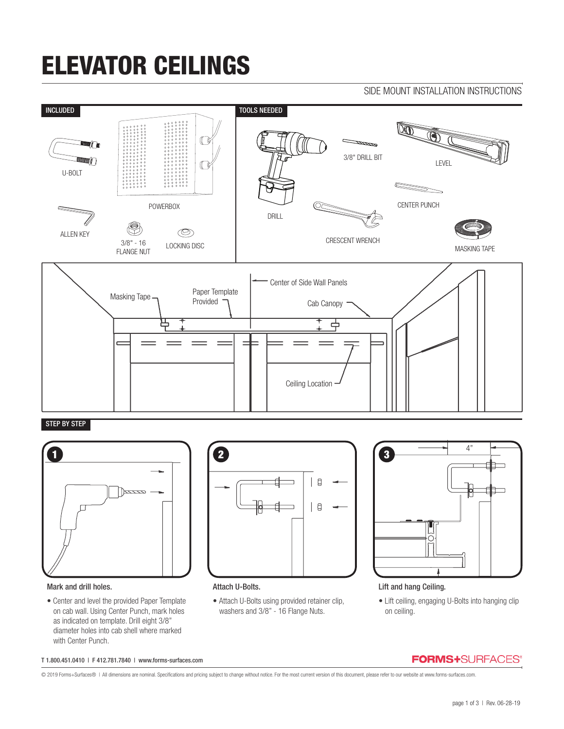# ELEVATOR CEILINGS

SIDE MOUNT INSTALLATION INSTRUCTIONS

## INCLUDED

U-BOLT

POWERBOX

ALLEN KEY

3/8" - 16 FLANGE NUT

LOCKING DISC

## TOOLS NEEDED

DRILL

3/8" DRILL BIT

LEVEL

CENTER PUNCH

CRESCENT WRENCH

MASKING TAPE

Masking Tape

Paper Template Provided

Center of Side Wall Panels

Cab Canopy

Ceiling Location

## STEP BY STEP

**1** Mark and drill holes.

- Center and level the provided Paper Template on cab wall. Using Center Punch, mark holes as indicated on template. Drill eight 3/8" diameter holes into cab shell where marked with Center Punch.

**2** Attach U-Bolts.

- Attach U-Bolts using provided retainer clip, washers and 3/8" - 16 Flange Nuts.

**3** Lift and hang Ceiling.

4"

- Lift ceiling, engaging U-Bolts into hanging clip on ceiling.

T 1.800.451.0410 | F 412.781.7840 | www.forms-surfaces.com

FORMS+SURFACES®

© 2019 Forms+Surfaces® | All dimensions are nominal. Specifications and pricing subject to change without notice. For the most current version of this document, please refer to our website at www.forms-surfaces.com.

Rev. 06-28-19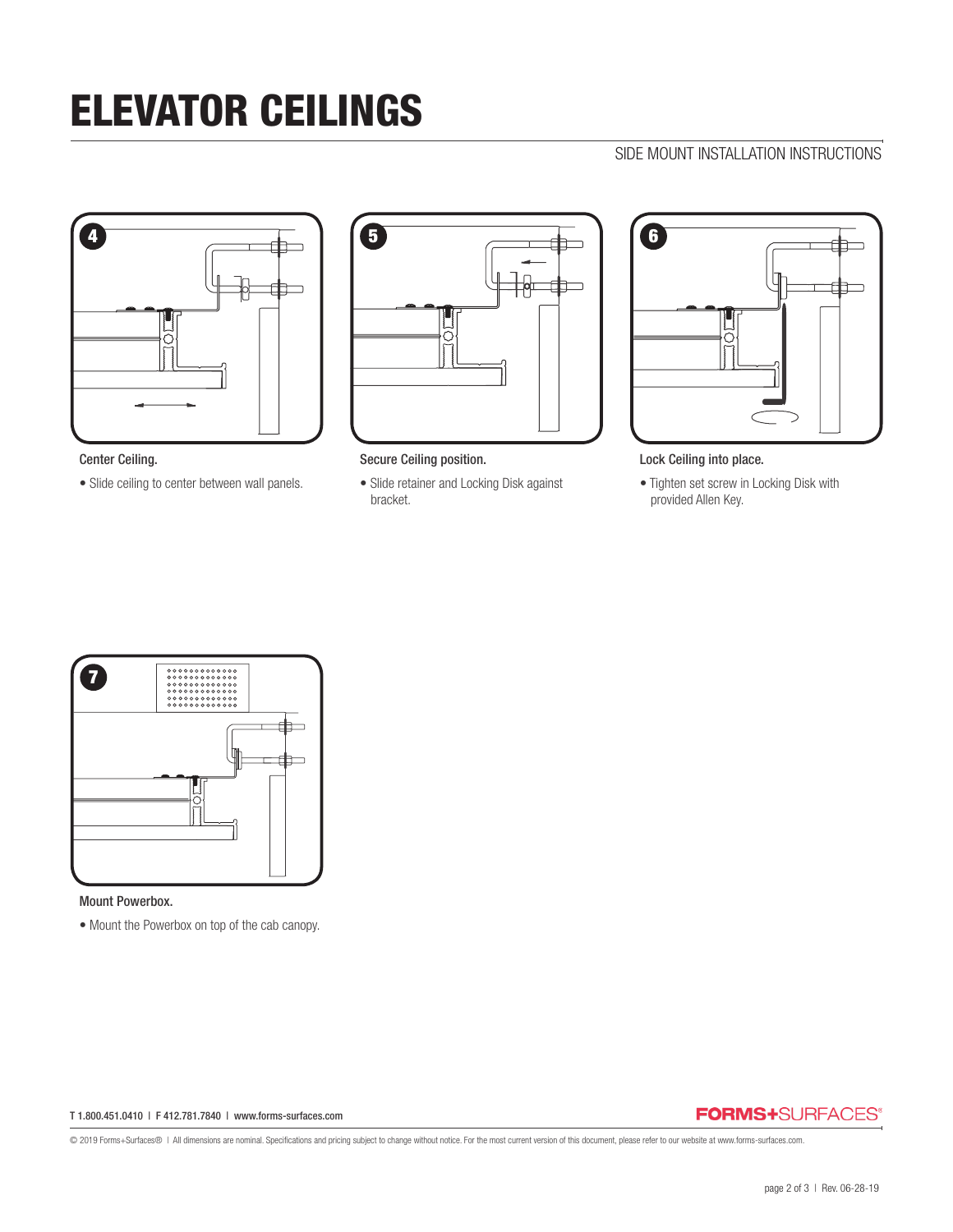# ELEVATOR CEILINGS

SIDE MOUNT INSTALLATION INSTRUCTIONS

**4**

Center Ceiling.

- Slide ceiling to center between wall panels.

**5**

Secure Ceiling position.

- Slide retainer and Locking Disk against bracket.

**6**

Lock Ceiling into place.

- Tighten set screw in Locking Disk with provided Allen Key.

**7**

Mount Powerbox.

- Mount the Powerbox on top of the cab canopy.

T 1.800.451.0410 | F 412.781.7840 | www.forms-surfaces.com

FORMS+SURFACES®

© 2019 Forms+Surfaces® | All dimensions are nominal. Specifications and pricing subject to change without notice. For the most current version of this document, please refer to our website at www.forms-surfaces.com.

Rev. 06-28-19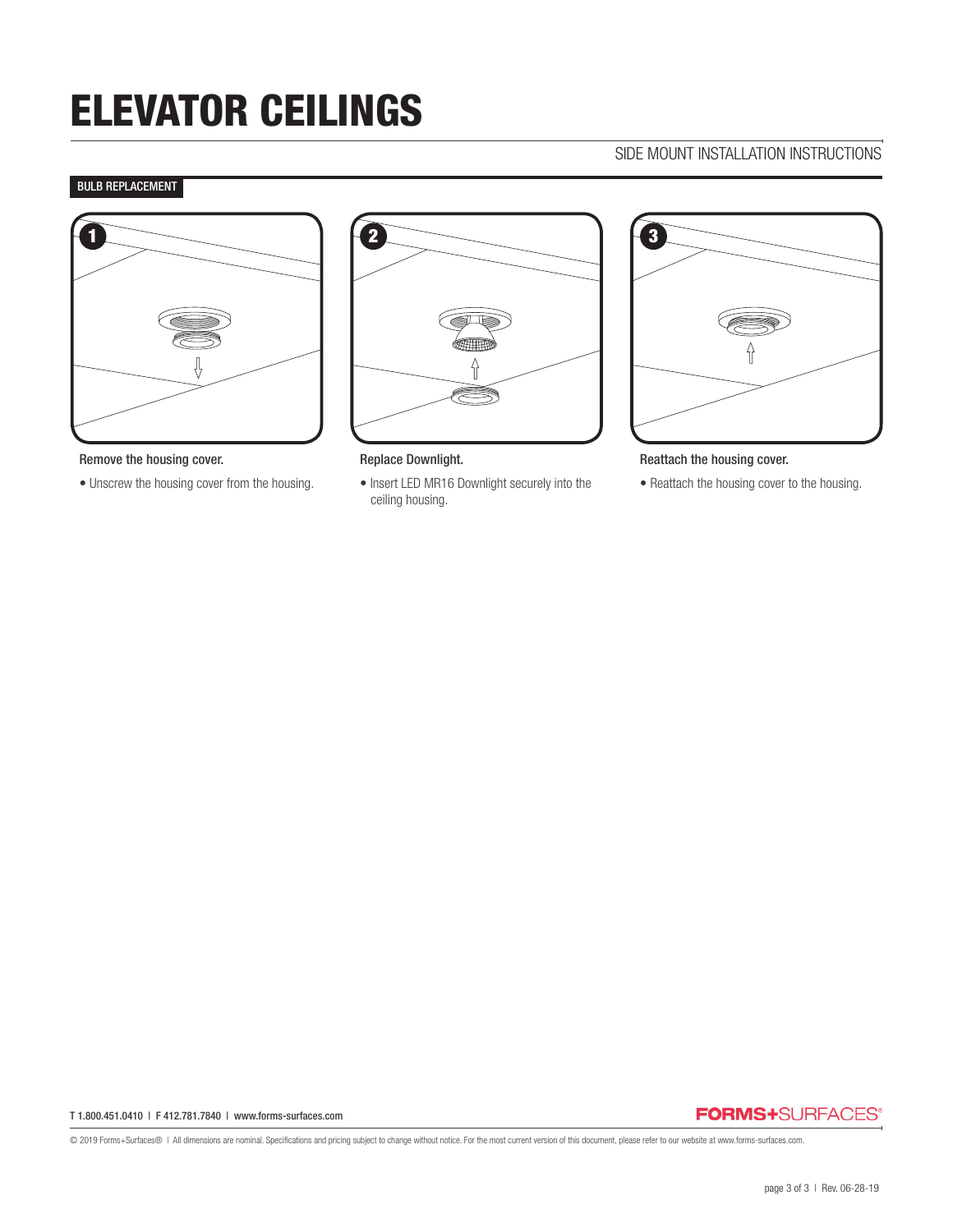# ELEVATOR CEILINGS

SIDE MOUNT INSTALLATION INSTRUCTIONS

## BULB REPLACEMENT

1

**Remove the housing cover.**

- Unscrew the housing cover from the housing.

2

**Replace Downlight.**

- Insert LED MR16 Downlight securely into the ceiling housing.

3

**Reattach the housing cover.**

- Reattach the housing cover to the housing.

T 1.800.451.0410 | F 412.781.7840 | www.forms-surfaces.com

FORMS+SURFACES®

© 2019 Forms+Surfaces® | All dimensions are nominal. Specifications and pricing subject to change without notice. For the most current version of this document, please refer to our website at www.forms-surfaces.com.

Rev. 06-28-19